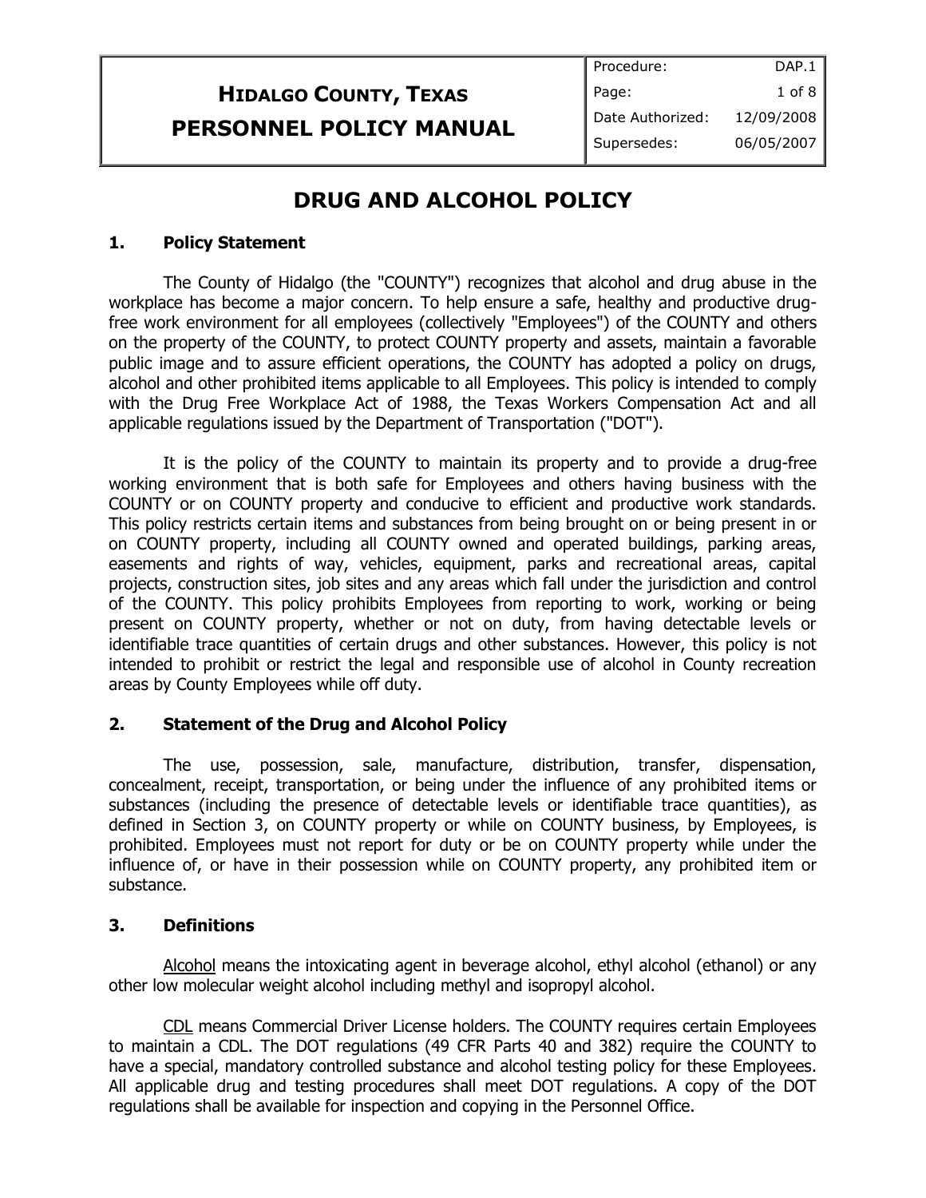# HIDALGO COUNTY, TEXAS
# PERSONNEL POLICY MANUAL

| Procedure: | DAP.1 |
| --- | --- |
| Date Authorized: | 12/09/2008 |
| Supersedes: | 06/05/2007 |

## DRUG AND ALCOHOL POLICY

### 1. Policy Statement

The County of Hidalgo (the "COUNTY") recognizes that alcohol and drug abuse in the workplace has become a major concern. To help ensure a safe, healthy and productive drug-free work environment for all employees (collectively "Employees") of the COUNTY and others on the property of the COUNTY, to protect COUNTY property and assets, maintain a favorable public image and to assure efficient operations, the COUNTY has adopted a policy on drugs, alcohol and other prohibited items applicable to all Employees. This policy is intended to comply with the Drug Free Workplace Act of 1988, the Texas Workers Compensation Act and all applicable regulations issued by the Department of Transportation ("DOT").

It is the policy of the COUNTY to maintain its property and to provide a drug-free working environment that is both safe for Employees and others having business with the COUNTY or on COUNTY property and conducive to efficient and productive work standards. This policy restricts certain items and substances from being brought on or being present in or on COUNTY property, including all COUNTY owned and operated buildings, parking areas, easements and rights of way, vehicles, equipment, parks and recreational areas, capital projects, construction sites, job sites and any areas which fall under the jurisdiction and control of the COUNTY. This policy prohibits Employees from reporting to work, working or being present on COUNTY property, whether or not on duty, from having detectable levels or identifiable trace quantities of certain drugs and other substances. However, this policy is not intended to prohibit or restrict the legal and responsible use of alcohol in County recreation areas by County Employees while off duty.

### 2. Statement of the Drug and Alcohol Policy

The use, possession, sale, manufacture, distribution, transfer, dispensation, concealment, receipt, transportation, or being under the influence of any prohibited items or substances (including the presence of detectable levels or identifiable trace quantities), as defined in Section 3, on COUNTY property or while on COUNTY business, by Employees, is prohibited. Employees must not report for duty or be on COUNTY property while under the influence of, or have in their possession while on COUNTY property, any prohibited item or substance.

### 3. Definitions

Alcohol means the intoxicating agent in beverage alcohol, ethyl alcohol (ethanol) or any other low molecular weight alcohol including methyl and isopropyl alcohol.

CDL means Commercial Driver License holders. The COUNTY requires certain Employees to maintain a CDL. The DOT regulations (49 CFR Parts 40 and 382) require the COUNTY to have a special, mandatory controlled substance and alcohol testing policy for these Employees. All applicable drug and testing procedures shall meet DOT regulations. A copy of the DOT regulations shall be available for inspection and copying in the Personnel Office.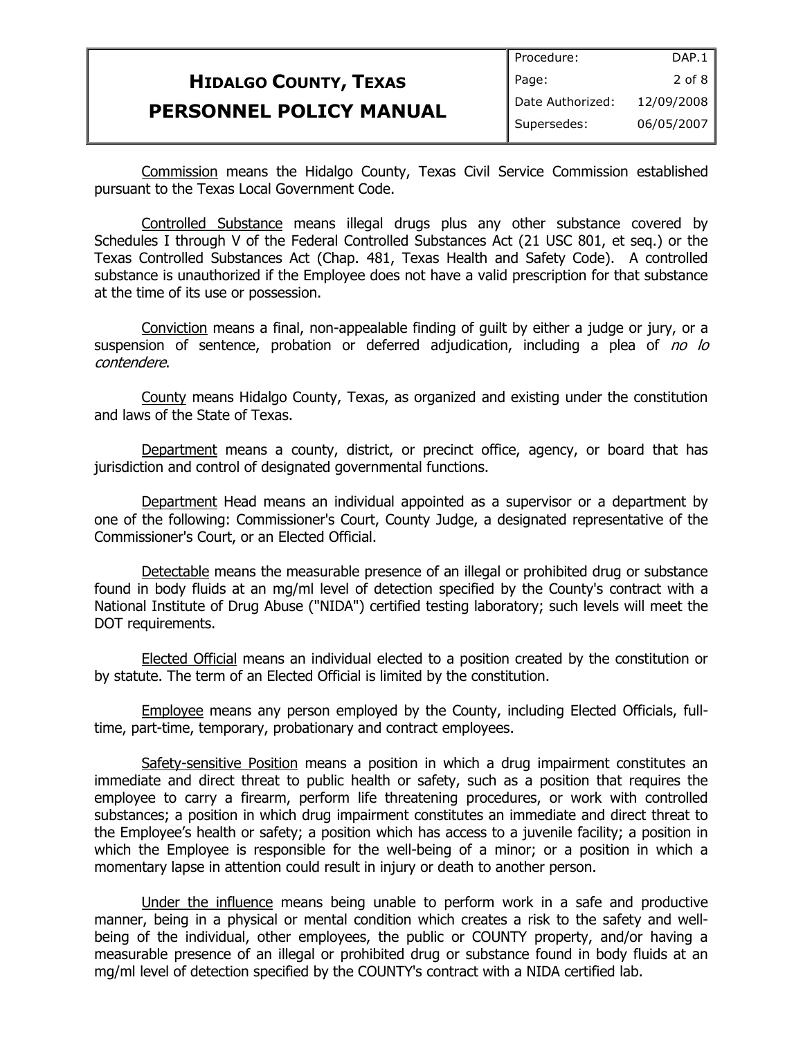Commission means the Hidalgo County, Texas Civil Service Commission established pursuant to the Texas Local Government Code.

Controlled Substance means illegal drugs plus any other substance covered by Schedules I through V of the Federal Controlled Substances Act (21 USC 801, et seq.) or the Texas Controlled Substances Act (Chap. 481, Texas Health and Safety Code). A controlled substance is unauthorized if the Employee does not have a valid prescription for that substance at the time of its use or possession.

Conviction means a final, non-appealable finding of guilt by either a judge or jury, or a suspension of sentence, probation or deferred adjudication, including a plea of *no lo contendere*.

County means Hidalgo County, Texas, as organized and existing under the constitution and laws of the State of Texas.

Department means a county, district, or precinct office, agency, or board that has jurisdiction and control of designated governmental functions.

Department Head means an individual appointed as a supervisor or a department by one of the following: Commissioner's Court, County Judge, a designated representative of the Commissioner's Court, or an Elected Official.

Detectable means the measurable presence of an illegal or prohibited drug or substance found in body fluids at an mg/ml level of detection specified by the County's contract with a National Institute of Drug Abuse ("NIDA") certified testing laboratory; such levels will meet the DOT requirements.

Elected Official means an individual elected to a position created by the constitution or by statute. The term of an Elected Official is limited by the constitution.

Employee means any person employed by the County, including Elected Officials, full-time, part-time, temporary, probationary and contract employees.

Safety-sensitive Position means a position in which a drug impairment constitutes an immediate and direct threat to public health or safety, such as a position that requires the employee to carry a firearm, perform life threatening procedures, or work with controlled substances; a position in which drug impairment constitutes an immediate and direct threat to the Employee's health or safety; a position which has access to a juvenile facility; a position in which the Employee is responsible for the well-being of a minor; or a position in which a momentary lapse in attention could result in injury or death to another person.

Under the influence means being unable to perform work in a safe and productive manner, being in a physical or mental condition which creates a risk to the safety and well-being of the individual, other employees, the public or COUNTY property, and/or having a measurable presence of an illegal or prohibited drug or substance found in body fluids at an mg/ml level of detection specified by the COUNTY's contract with a NIDA certified lab.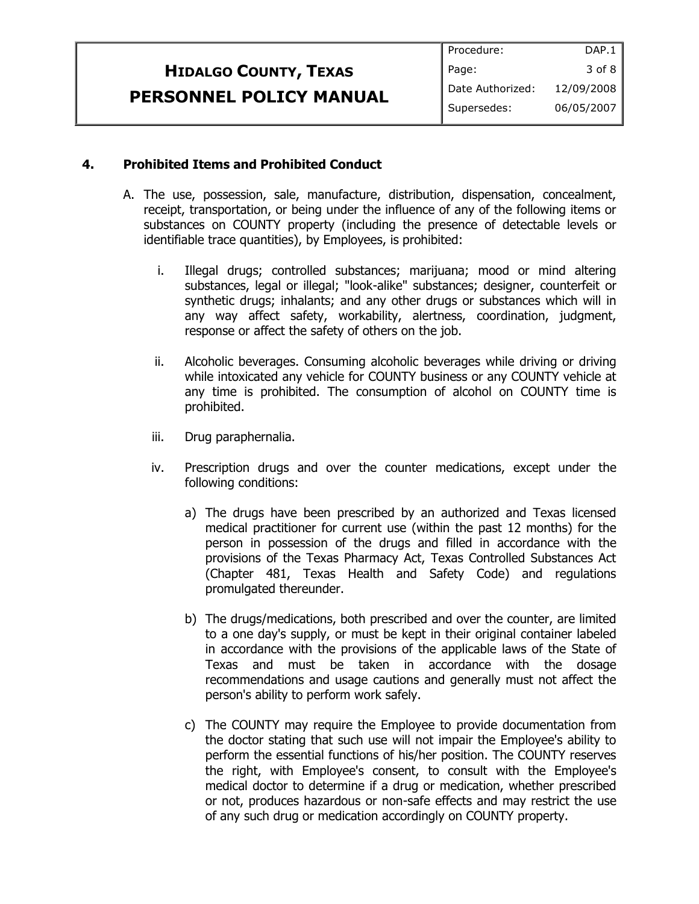## 4. Prohibited Items and Prohibited Conduct

A. The use, possession, sale, manufacture, distribution, dispensation, concealment, receipt, transportation, or being under the influence of any of the following items or substances on COUNTY property (including the presence of detectable levels or identifiable trace quantities), by Employees, is prohibited:

   i. Illegal drugs; controlled substances; marijuana; mood or mind altering substances, legal or illegal; "look-alike" substances; designer, counterfeit or synthetic drugs; inhalants; and any other drugs or substances which will in any way affect safety, workability, alertness, coordination, judgment, response or affect the safety of others on the job.

   ii. Alcoholic beverages. Consuming alcoholic beverages while driving or driving while intoxicated any vehicle for COUNTY business or any COUNTY vehicle at any time is prohibited. The consumption of alcohol on COUNTY time is prohibited.

   iii. Drug paraphernalia.

   iv. Prescription drugs and over the counter medications, except under the following conditions:

      a) The drugs have been prescribed by an authorized and Texas licensed medical practitioner for current use (within the past 12 months) for the person in possession of the drugs and filled in accordance with the provisions of the Texas Pharmacy Act, Texas Controlled Substances Act (Chapter 481, Texas Health and Safety Code) and regulations promulgated thereunder.

      b) The drugs/medications, both prescribed and over the counter, are limited to a one day's supply, or must be kept in their original container labeled in accordance with the provisions of the applicable laws of the State of Texas and must be taken in accordance with the dosage recommendations and usage cautions and generally must not affect the person's ability to perform work safely.

      c) The COUNTY may require the Employee to provide documentation from the doctor stating that such use will not impair the Employee's ability to perform the essential functions of his/her position. The COUNTY reserves the right, with Employee's consent, to consult with the Employee's medical doctor to determine if a drug or medication, whether prescribed or not, produces hazardous or non-safe effects and may restrict the use of any such drug or medication accordingly on COUNTY property.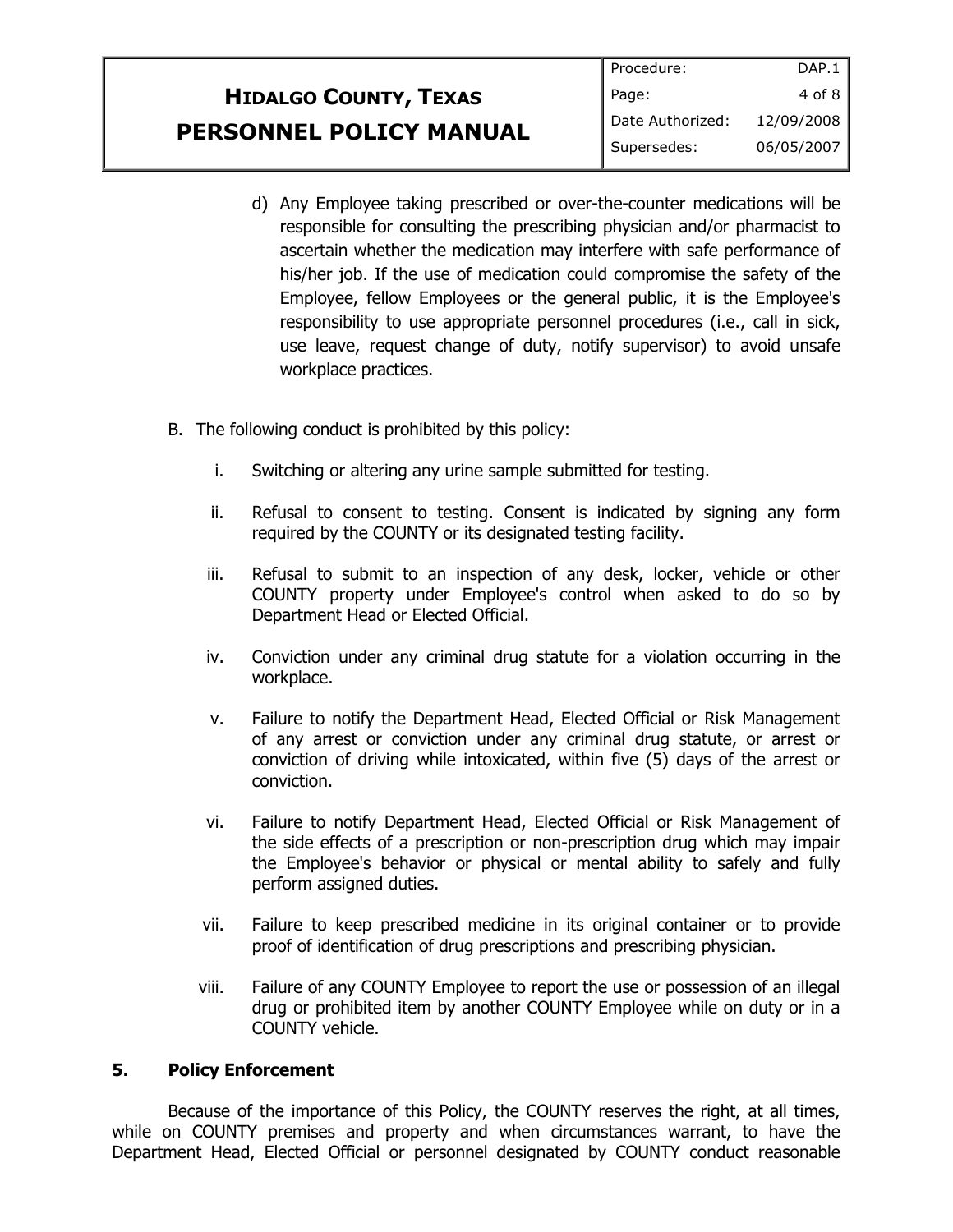d) Any Employee taking prescribed or over-the-counter medications will be responsible for consulting the prescribing physician and/or pharmacist to ascertain whether the medication may interfere with safe performance of his/her job. If the use of medication could compromise the safety of the Employee, fellow Employees or the general public, it is the Employee's responsibility to use appropriate personnel procedures (i.e., call in sick, use leave, request change of duty, notify supervisor) to avoid unsafe workplace practices.

B. The following conduct is prohibited by this policy:

i. Switching or altering any urine sample submitted for testing.

ii. Refusal to consent to testing. Consent is indicated by signing any form required by the COUNTY or its designated testing facility.

iii. Refusal to submit to an inspection of any desk, locker, vehicle or other COUNTY property under Employee's control when asked to do so by Department Head or Elected Official.

iv. Conviction under any criminal drug statute for a violation occurring in the workplace.

v. Failure to notify the Department Head, Elected Official or Risk Management of any arrest or conviction under any criminal drug statute, or arrest or conviction of driving while intoxicated, within five (5) days of the arrest or conviction.

vi. Failure to notify Department Head, Elected Official or Risk Management of the side effects of a prescription or non-prescription drug which may impair the Employee's behavior or physical or mental ability to safely and fully perform assigned duties.

vii. Failure to keep prescribed medicine in its original container or to provide proof of identification of drug prescriptions and prescribing physician.

viii. Failure of any COUNTY Employee to report the use or possession of an illegal drug or prohibited item by another COUNTY Employee while on duty or in a COUNTY vehicle.

## 5. Policy Enforcement

Because of the importance of this Policy, the COUNTY reserves the right, at all times, while on COUNTY premises and property and when circumstances warrant, to have the Department Head, Elected Official or personnel designated by COUNTY conduct reasonable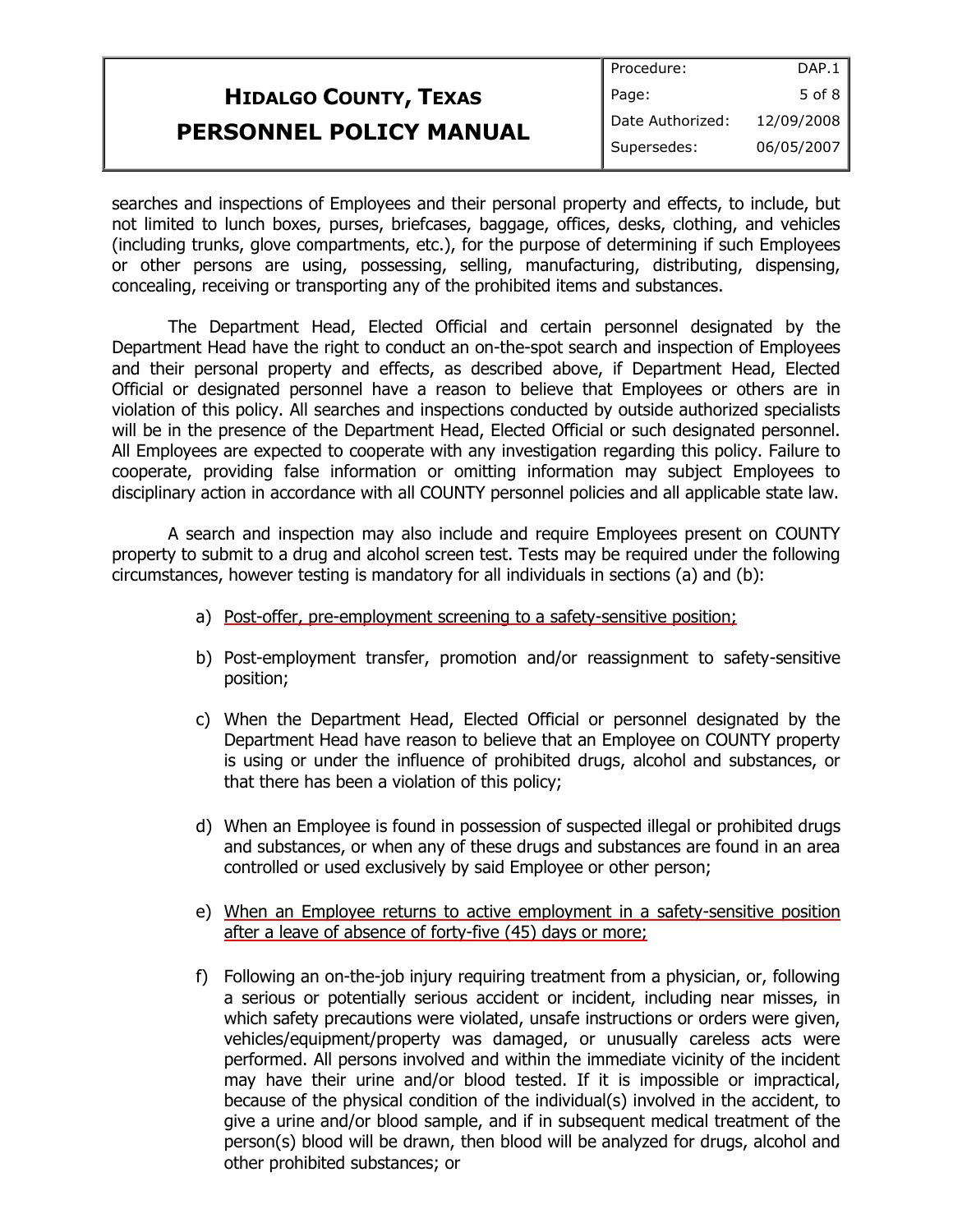searches and inspections of Employees and their personal property and effects, to include, but not limited to lunch boxes, purses, briefcases, baggage, offices, desks, clothing, and vehicles (including trunks, glove compartments, etc.), for the purpose of determining if such Employees or other persons are using, possessing, selling, manufacturing, distributing, dispensing, concealing, receiving or transporting any of the prohibited items and substances.

The Department Head, Elected Official and certain personnel designated by the Department Head have the right to conduct an on-the-spot search and inspection of Employees and their personal property and effects, as described above, if Department Head, Elected Official or designated personnel have a reason to believe that Employees or others are in violation of this policy. All searches and inspections conducted by outside authorized specialists will be in the presence of the Department Head, Elected Official or such designated personnel. All Employees are expected to cooperate with any investigation regarding this policy. Failure to cooperate, providing false information or omitting information may subject Employees to disciplinary action in accordance with all COUNTY personnel policies and all applicable state law.

A search and inspection may also include and require Employees present on COUNTY property to submit to a drug and alcohol screen test. Tests may be required under the following circumstances, however testing is mandatory for all individuals in sections (a) and (b):

a) <u>Post-offer, pre-employment screening to a safety-sensitive position;</u>

b) Post-employment transfer, promotion and/or reassignment to safety-sensitive position;

c) When the Department Head, Elected Official or personnel designated by the Department Head have reason to believe that an Employee on COUNTY property is using or under the influence of prohibited drugs, alcohol and substances, or that there has been a violation of this policy;

d) When an Employee is found in possession of suspected illegal or prohibited drugs and substances, or when any of these drugs and substances are found in an area controlled or used exclusively by said Employee or other person;

e) <u>When an Employee returns to active employment in a safety-sensitive position after a leave of absence of forty-five (45) days or more;</u>

f) Following an on-the-job injury requiring treatment from a physician, or, following a serious or potentially serious accident or incident, including near misses, in which safety precautions were violated, unsafe instructions or orders were given, vehicles/equipment/property was damaged, or unusually careless acts were performed. All persons involved and within the immediate vicinity of the incident may have their urine and/or blood tested. If it is impossible or impractical, because of the physical condition of the individual(s) involved in the accident, to give a urine and/or blood sample, and if in subsequent medical treatment of the person(s) blood will be drawn, then blood will be analyzed for drugs, alcohol and other prohibited substances; or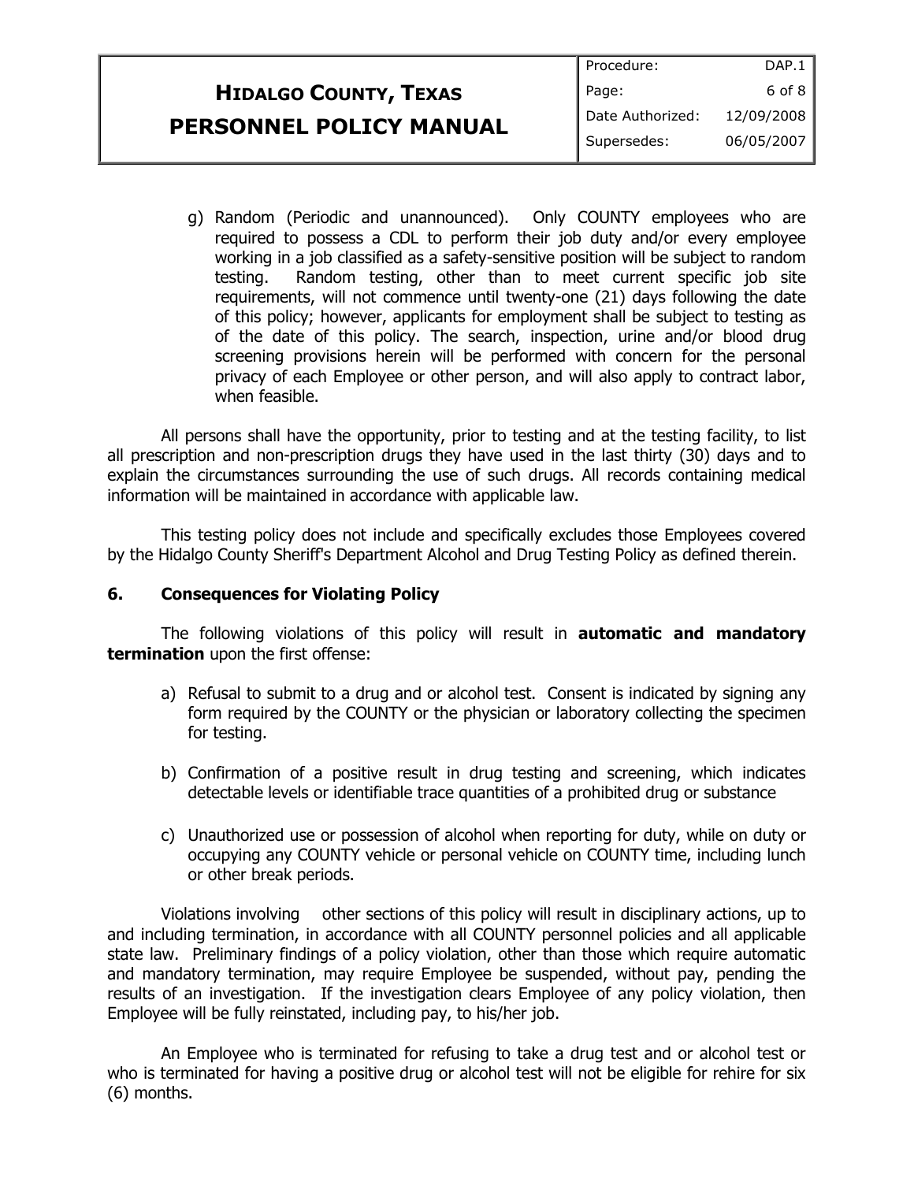g) Random (Periodic and unannounced). Only COUNTY employees who are required to possess a CDL to perform their job duty and/or every employee working in a job classified as a safety-sensitive position will be subject to random testing. Random testing, other than to meet current specific job site requirements, will not commence until twenty-one (21) days following the date of this policy; however, applicants for employment shall be subject to testing as of the date of this policy. The search, inspection, urine and/or blood drug screening provisions herein will be performed with concern for the personal privacy of each Employee or other person, and will also apply to contract labor, when feasible.

All persons shall have the opportunity, prior to testing and at the testing facility, to list all prescription and non-prescription drugs they have used in the last thirty (30) days and to explain the circumstances surrounding the use of such drugs. All records containing medical information will be maintained in accordance with applicable law.

This testing policy does not include and specifically excludes those Employees covered by the Hidalgo County Sheriff's Department Alcohol and Drug Testing Policy as defined therein.

### 6. Consequences for Violating Policy

The following violations of this policy will result in **automatic and mandatory termination** upon the first offense:

a) Refusal to submit to a drug and or alcohol test. Consent is indicated by signing any form required by the COUNTY or the physician or laboratory collecting the specimen for testing.

b) Confirmation of a positive result in drug testing and screening, which indicates detectable levels or identifiable trace quantities of a prohibited drug or substance

c) Unauthorized use or possession of alcohol when reporting for duty, while on duty or occupying any COUNTY vehicle or personal vehicle on COUNTY time, including lunch or other break periods.

Violations involving other sections of this policy will result in disciplinary actions, up to and including termination, in accordance with all COUNTY personnel policies and all applicable state law. Preliminary findings of a policy violation, other than those which require automatic and mandatory termination, may require Employee be suspended, without pay, pending the results of an investigation. If the investigation clears Employee of any policy violation, then Employee will be fully reinstated, including pay, to his/her job.

An Employee who is terminated for refusing to take a drug test and or alcohol test or who is terminated for having a positive drug or alcohol test will not be eligible for rehire for six (6) months.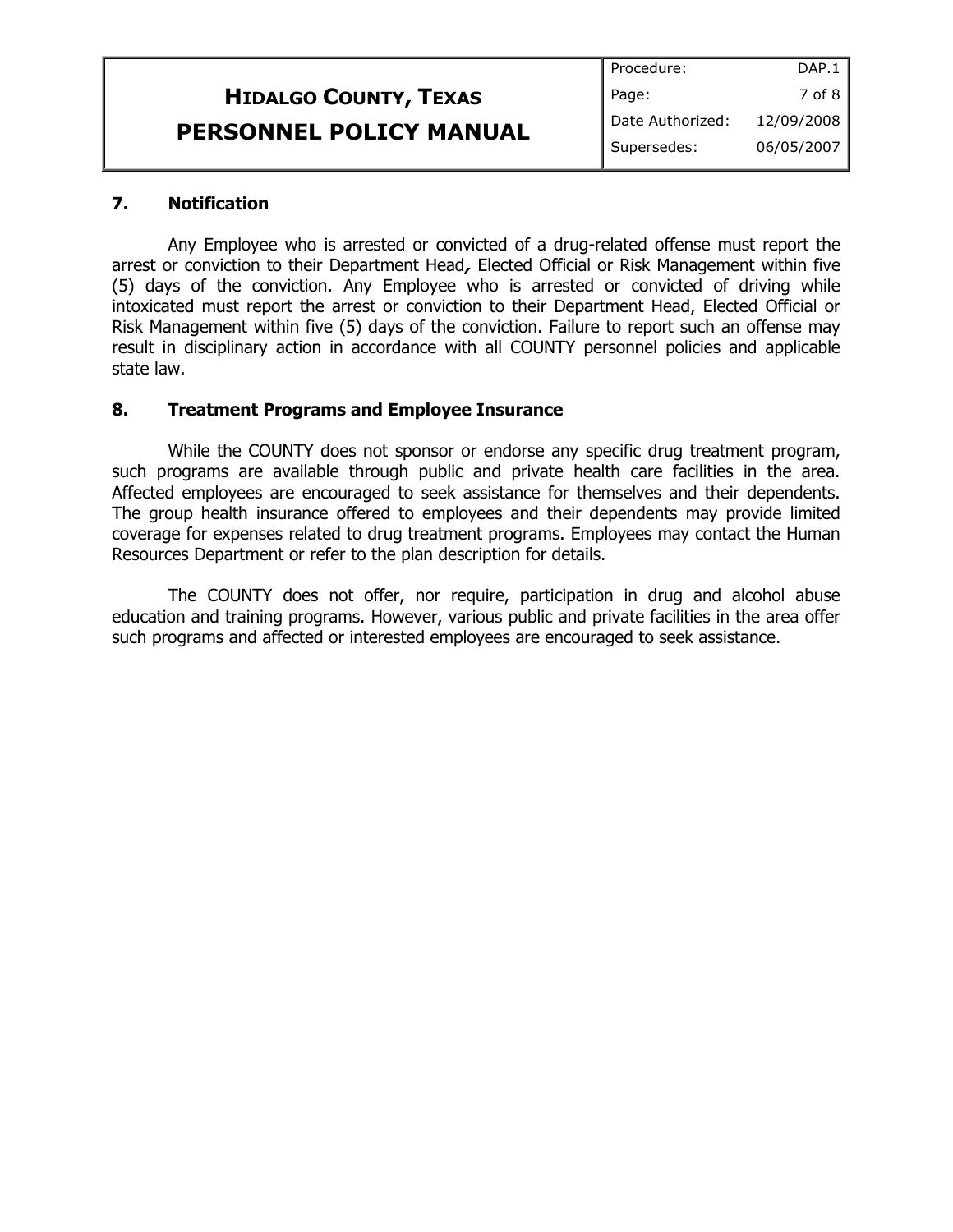## 7. Notification

Any Employee who is arrested or convicted of a drug-related offense must report the arrest or conviction to their Department Head, Elected Official or Risk Management within five (5) days of the conviction. Any Employee who is arrested or convicted of driving while intoxicated must report the arrest or conviction to their Department Head, Elected Official or Risk Management within five (5) days of the conviction. Failure to report such an offense may result in disciplinary action in accordance with all COUNTY personnel policies and applicable state law.

## 8. Treatment Programs and Employee Insurance

While the COUNTY does not sponsor or endorse any specific drug treatment program, such programs are available through public and private health care facilities in the area. Affected employees are encouraged to seek assistance for themselves and their dependents. The group health insurance offered to employees and their dependents may provide limited coverage for expenses related to drug treatment programs. Employees may contact the Human Resources Department or refer to the plan description for details.

The COUNTY does not offer, nor require, participation in drug and alcohol abuse education and training programs. However, various public and private facilities in the area offer such programs and affected or interested employees are encouraged to seek assistance.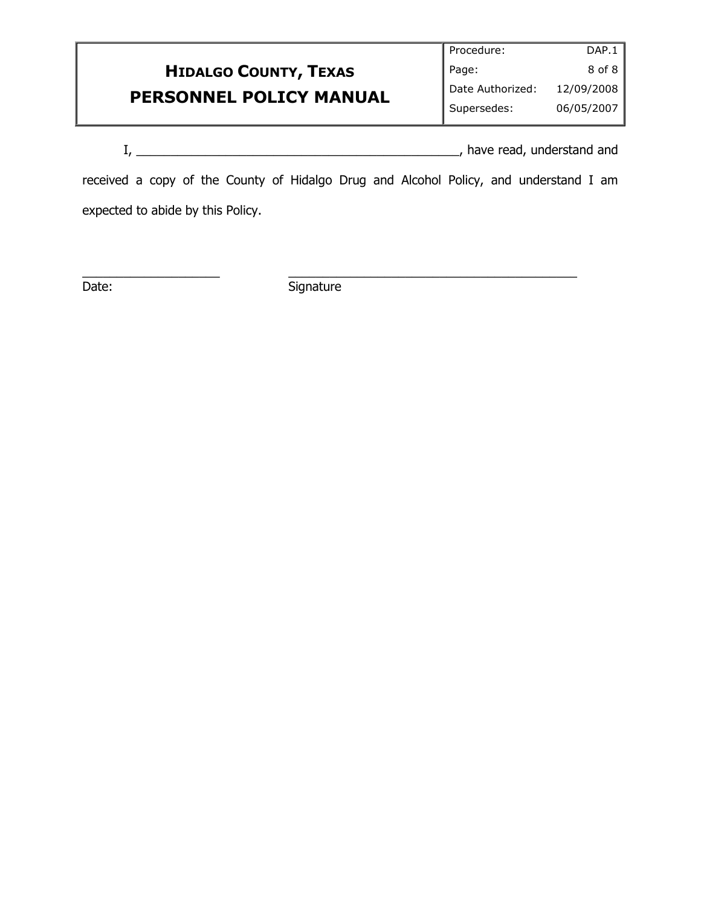I, _______________________________________________, have read, understand and received a copy of the County of Hidalgo Drug and Alcohol Policy, and understand I am expected to abide by this Policy.

____________________ ___________________________________________

Date: Signature